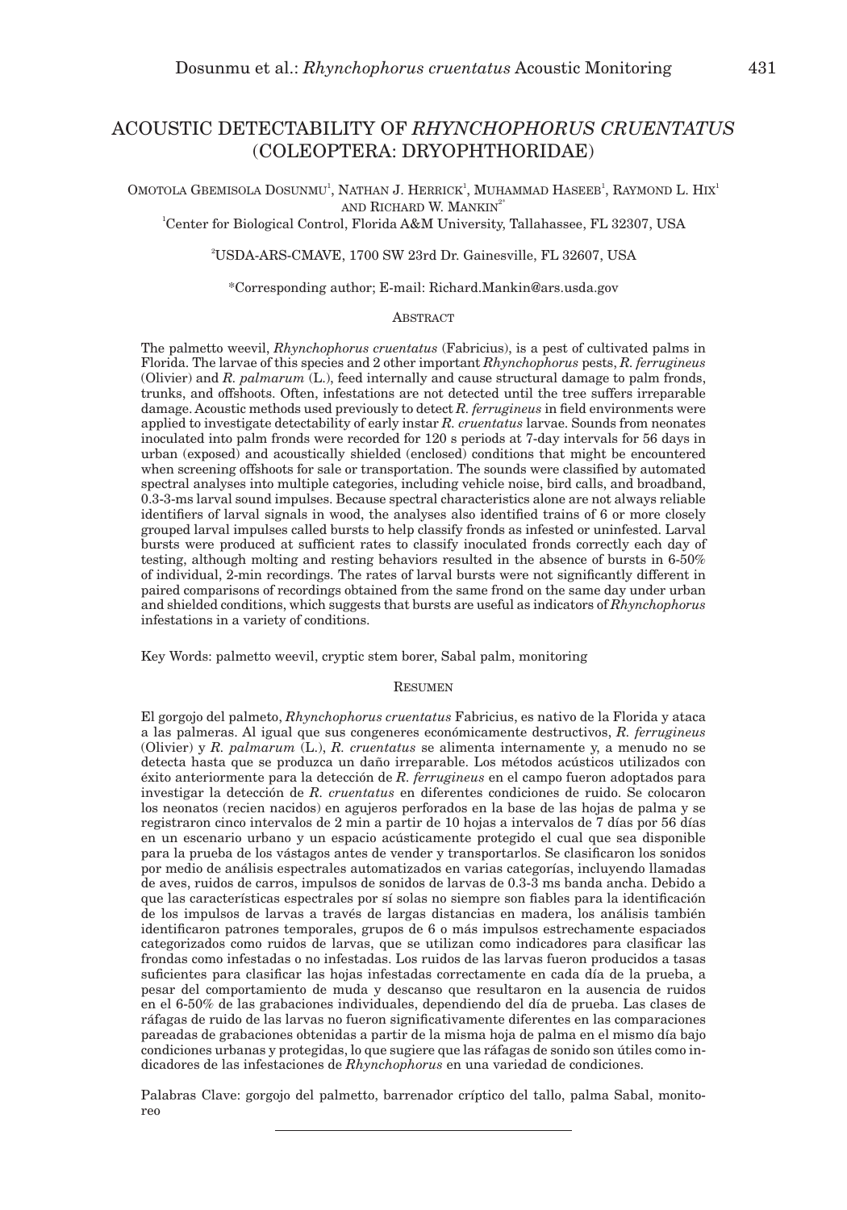# ACOUSTIC DETECTABILITY OF *RHYNCHOPHORUS CRUENTATUS* (COLEOPTERA: DRYOPHTHORIDAE)

Omotola Gbemisola Dosunmu[1], Nathan J. Herrick[1], Muhammad Haseeb[1], Raymond L. Hix[1] and Richard W. Mankin[2*]

[1]Center for Biological Control, Florida A&M University, Tallahassee, FL 32307, USA

[2]USDA-ARS-CMAVE, 1700 SW 23rd Dr. Gainesville, FL 32607, USA

*Corresponding author; E-mail: Richard.Mankin@ars.usda.gov

## Abstract

The palmetto weevil, *Rhynchophorus cruentatus* (Fabricius), is a pest of cultivated palms in Florida. The larvae of this species and 2 other important *Rhynchophorus* pests, *R. ferrugineus* (Olivier) and *R. palmarum* (L.), feed internally and cause structural damage to palm fronds, trunks, and offshoots. Often, infestations are not detected until the tree suffers irreparable damage. Acoustic methods used previously to detect *R. ferrugineus* in field environments were applied to investigate detectability of early instar *R. cruentatus* larvae. Sounds from neonates inoculated into palm fronds were recorded for 120 s periods at 7-day intervals for 56 days in urban (exposed) and acoustically shielded (enclosed) conditions that might be encountered when screening offshoots for sale or transportation. The sounds were classified by automated spectral analyses into multiple categories, including vehicle noise, bird calls, and broadband, 0.3-3-ms larval sound impulses. Because spectral characteristics alone are not always reliable identifiers of larval signals in wood, the analyses also identified trains of 6 or more closely grouped larval impulses called bursts to help classify fronds as infested or uninfested. Larval bursts were produced at sufficient rates to classify inoculated fronds correctly each day of testing, although molting and resting behaviors resulted in the absence of bursts in 6-50% of individual, 2-min recordings. The rates of larval bursts were not significantly different in paired comparisons of recordings obtained from the same frond on the same day under urban and shielded conditions, which suggests that bursts are useful as indicators of *Rhynchophorus* infestations in a variety of conditions.

Key Words: palmetto weevil, cryptic stem borer, Sabal palm, monitoring

## Resumen

El gorgojo del palmeto, *Rhynchophorus cruentatus* Fabricius, es nativo de la Florida y ataca a las palmeras. Al igual que sus congeneres económicamente destructivos, *R. ferrugineus* (Olivier) y *R. palmarum* (L.), *R. cruentatus* se alimenta internamente y, a menudo no se detecta hasta que se produzca un daño irreparable. Los métodos acústicos utilizados con éxito anteriormente para la detección de *R. ferrugineus* en el campo fueron adoptados para investigar la detección de *R. cruentatus* en diferentes condiciones de ruido. Se colocaron los neonatos (recien nacidos) en agujeros perforados en la base de las hojas de palma y se registraron cinco intervalos de 2 min a partir de 10 hojas a intervalos de 7 días por 56 días en un escenario urbano y un espacio acústicamente protegido el cual que sea disponible para la prueba de los vástagos antes de vender y transportarlos. Se clasificaron los sonidos por medio de análisis espectrales automatizados en varias categorías, incluyendo llamadas de aves, ruidos de carros, impulsos de sonidos de larvas de 0.3-3 ms banda ancha. Debido a que las características espectrales por sí solas no siempre son fiables para la identificación de los impulsos de larvas a través de largas distancias en madera, los análisis también identificaron patrones temporales, grupos de 6 o más impulsos estrechamente espaciados categorizados como ruidos de larvas, que se utilizan como indicadores para clasificar las frondas como infestadas o no infestadas. Los ruidos de las larvas fueron producidos a tasas suficientes para clasificar las hojas infestadas correctamente en cada día de la prueba, a pesar del comportamiento de muda y descanso que resultaron en la ausencia de ruidos en el 6-50% de las grabaciones individuales, dependiendo del día de prueba. Las clases de ráfagas de ruido de las larvas no fueron significativamente diferentes en las comparaciones pareadas de grabaciones obtenidas a partir de la misma hoja de palma en el mismo día bajo condiciones urbanas y protegidas, lo que sugiere que las ráfagas de sonido son útiles como indicadores de las infestaciones de *Rhynchophorus* en una variedad de condiciones.

Palabras Clave: gorgojo del palmetto, barrenador críptico del tallo, palma Sabal, monitoreo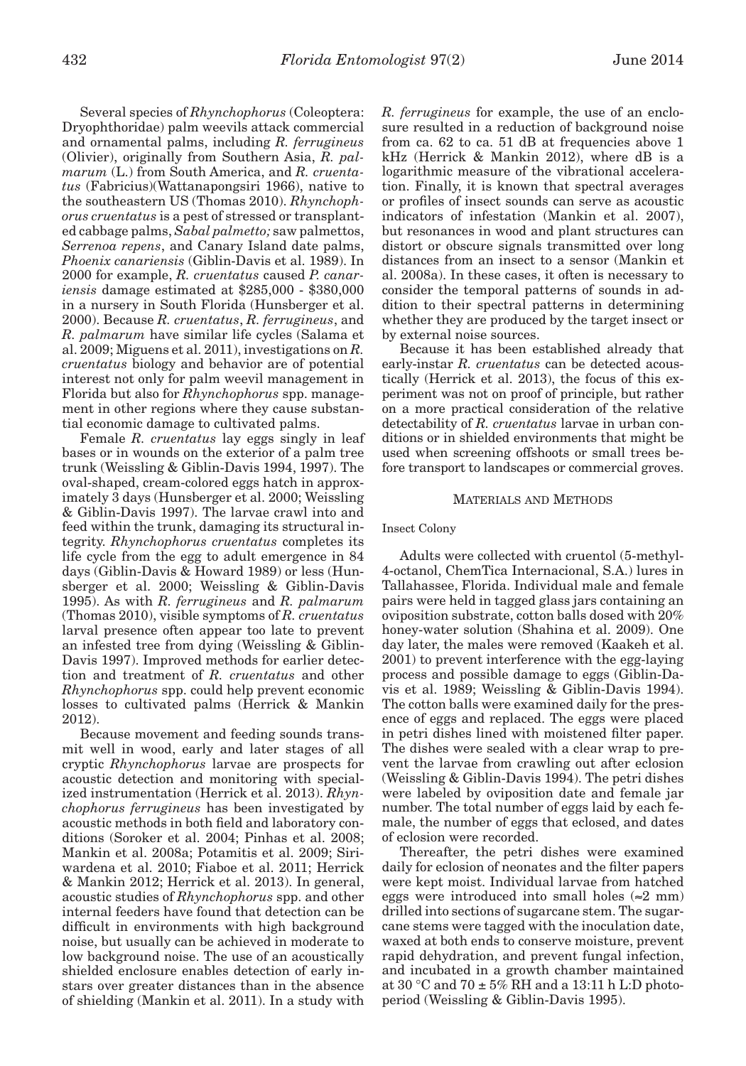Several species of *Rhynchophorus* (Coleoptera: Dryophthoridae) palm weevils attack commercial and ornamental palms, including *R. ferrugineus* (Olivier), originally from Southern Asia, *R. palmarum* (L.) from South America, and *R. cruentatus* (Fabricius)(Wattanapongsiri 1966), native to the southeastern US (Thomas 2010). *Rhynchophorus cruentatus* is a pest of stressed or transplanted cabbage palms, *Sabal palmetto;* saw palmettos, *Serrenoa repens*, and Canary Island date palms, *Phoenix canariensis* (Giblin-Davis et al. 1989). In 2000 for example, *R. cruentatus* caused *P. canariensis* damage estimated at $285,000 - $380,000 in a nursery in South Florida (Hunsberger et al. 2000). Because *R. cruentatus*, *R. ferrugineus*, and *R. palmarum* have similar life cycles (Salama et al. 2009; Miguens et al. 2011), investigations on *R. cruentatus* biology and behavior are of potential interest not only for palm weevil management in Florida but also for *Rhynchophorus* spp. management in other regions where they cause substantial economic damage to cultivated palms.

Female *R. cruentatus* lay eggs singly in leaf bases or in wounds on the exterior of a palm tree trunk (Weissling & Giblin-Davis 1994, 1997). The oval-shaped, cream-colored eggs hatch in approximately 3 days (Hunsberger et al. 2000; Weissling & Giblin-Davis 1997). The larvae crawl into and feed within the trunk, damaging its structural integrity. *Rhynchophorus cruentatus* completes its life cycle from the egg to adult emergence in 84 days (Giblin-Davis & Howard 1989) or less (Hunsberger et al. 2000; Weissling & Giblin-Davis 1995). As with *R. ferrugineus* and *R. palmarum* (Thomas 2010), visible symptoms of *R. cruentatus* larval presence often appear too late to prevent an infested tree from dying (Weissling & Giblin-Davis 1997). Improved methods for earlier detection and treatment of *R. cruentatus* and other *Rhynchophorus* spp. could help prevent economic losses to cultivated palms (Herrick & Mankin 2012).

Because movement and feeding sounds transmit well in wood, early and later stages of all cryptic *Rhynchophorus* larvae are prospects for acoustic detection and monitoring with specialized instrumentation (Herrick et al. 2013). *Rhynchophorus ferrugineus* has been investigated by acoustic methods in both field and laboratory conditions (Soroker et al. 2004; Pinhas et al. 2008; Mankin et al. 2008a; Potamitis et al. 2009; Siriwardena et al. 2010; Fiaboe et al. 2011; Herrick & Mankin 2012; Herrick et al. 2013). In general, acoustic studies of *Rhynchophorus* spp. and other internal feeders have found that detection can be difficult in environments with high background noise, but usually can be achieved in moderate to low background noise. The use of an acoustically shielded enclosure enables detection of early instars over greater distances than in the absence of shielding (Mankin et al. 2011). In a study with *R. ferrugineus* for example, the use of an enclosure resulted in a reduction of background noise from ca. 62 to ca. 51 dB at frequencies above 1 kHz (Herrick & Mankin 2012), where dB is a logarithmic measure of the vibrational acceleration. Finally, it is known that spectral averages or profiles of insect sounds can serve as acoustic indicators of infestation (Mankin et al. 2007), but resonances in wood and plant structures can distort or obscure signals transmitted over long distances from an insect to a sensor (Mankin et al. 2008a). In these cases, it often is necessary to consider the temporal patterns of sounds in addition to their spectral patterns in determining whether they are produced by the target insect or by external noise sources.

Because it has been established already that early-instar *R. cruentatus* can be detected acoustically (Herrick et al. 2013), the focus of this experiment was not on proof of principle, but rather on a more practical consideration of the relative detectability of *R. cruentatus* larvae in urban conditions or in shielded environments that might be used when screening offshoots or small trees before transport to landscapes or commercial groves.

## Materials and Methods

### Insect Colony

Adults were collected with cruentol (5-methyl-4-octanol, ChemTica Internacional, S.A.) lures in Tallahassee, Florida. Individual male and female pairs were held in tagged glass jars containing an oviposition substrate, cotton balls dosed with 20% honey-water solution (Shahina et al. 2009). One day later, the males were removed (Kaakeh et al. 2001) to prevent interference with the egg-laying process and possible damage to eggs (Giblin-Davis et al. 1989; Weissling & Giblin-Davis 1994). The cotton balls were examined daily for the presence of eggs and replaced. The eggs were placed in petri dishes lined with moistened filter paper. The dishes were sealed with a clear wrap to prevent the larvae from crawling out after eclosion (Weissling & Giblin-Davis 1994). The petri dishes were labeled by oviposition date and female jar number. The total number of eggs laid by each female, the number of eggs that eclosed, and dates of eclosion were recorded.

Thereafter, the petri dishes were examined daily for eclosion of neonates and the filter papers were kept moist. Individual larvae from hatched eggs were introduced into small holes (≈2 mm) drilled into sections of sugarcane stem. The sugarcane stems were tagged with the inoculation date, waxed at both ends to conserve moisture, prevent rapid dehydration, and prevent fungal infection, and incubated in a growth chamber maintained at 30 °C and 70 ± 5% RH and a 13:11 h L:D photoperiod (Weissling & Giblin-Davis 1995).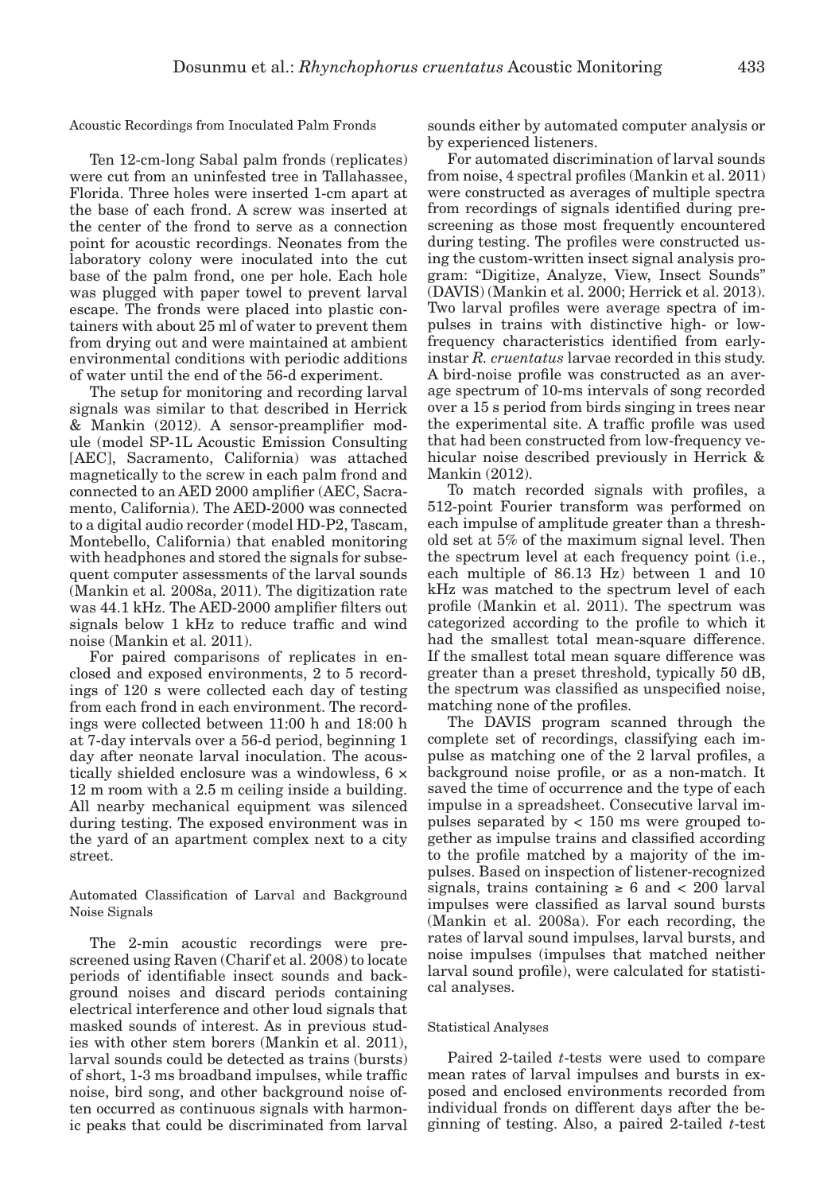### Acoustic Recordings from Inoculated Palm Fronds

Ten 12-cm-long Sabal palm fronds (replicates) were cut from an uninfested tree in Tallahassee, Florida. Three holes were inserted 1-cm apart at the base of each frond. A screw was inserted at the center of the frond to serve as a connection point for acoustic recordings. Neonates from the laboratory colony were inoculated into the cut base of the palm frond, one per hole. Each hole was plugged with paper towel to prevent larval escape. The fronds were placed into plastic containers with about 25 ml of water to prevent them from drying out and were maintained at ambient environmental conditions with periodic additions of water until the end of the 56-d experiment.

The setup for monitoring and recording larval signals was similar to that described in Herrick & Mankin (2012). A sensor-preamplifier module (model SP-1L Acoustic Emission Consulting [AEC], Sacramento, California) was attached magnetically to the screw in each palm frond and connected to an AED 2000 amplifier (AEC, Sacramento, California). The AED-2000 was connected to a digital audio recorder (model HD-P2, Tascam, Montebello, California) that enabled monitoring with headphones and stored the signals for subsequent computer assessments of the larval sounds (Mankin et al*.* 2008a, 2011). The digitization rate was 44.1 kHz. The AED-2000 amplifier filters out signals below 1 kHz to reduce traffic and wind noise (Mankin et al. 2011).

For paired comparisons of replicates in enclosed and exposed environments, 2 to 5 recordings of 120 s were collected each day of testing from each frond in each environment. The recordings were collected between 11:00 h and 18:00 h at 7-day intervals over a 56-d period, beginning 1 day after neonate larval inoculation. The acoustically shielded enclosure was a windowless, 6 × 12 m room with a 2.5 m ceiling inside a building. All nearby mechanical equipment was silenced during testing. The exposed environment was in the yard of an apartment complex next to a city street.

### Automated Classification of Larval and Background Noise Signals

The 2-min acoustic recordings were prescreened using Raven (Charif et al. 2008) to locate periods of identifiable insect sounds and background noises and discard periods containing electrical interference and other loud signals that masked sounds of interest. As in previous studies with other stem borers (Mankin et al. 2011), larval sounds could be detected as trains (bursts) of short, 1-3 ms broadband impulses, while traffic noise, bird song, and other background noise often occurred as continuous signals with harmonic peaks that could be discriminated from larval sounds either by automated computer analysis or by experienced listeners.

For automated discrimination of larval sounds from noise, 4 spectral profiles (Mankin et al. 2011) were constructed as averages of multiple spectra from recordings of signals identified during prescreening as those most frequently encountered during testing. The profiles were constructed using the custom-written insect signal analysis program: "Digitize, Analyze, View, Insect Sounds" (DAVIS) (Mankin et al. 2000; Herrick et al. 2013). Two larval profiles were average spectra of impulses in trains with distinctive high- or low-frequency characteristics identified from early-instar *R. cruentatus* larvae recorded in this study. A bird-noise profile was constructed as an average spectrum of 10-ms intervals of song recorded over a 15 s period from birds singing in trees near the experimental site. A traffic profile was used that had been constructed from low-frequency vehicular noise described previously in Herrick & Mankin (2012).

To match recorded signals with profiles, a 512-point Fourier transform was performed on each impulse of amplitude greater than a threshold set at 5% of the maximum signal level. Then the spectrum level at each frequency point (i.e., each multiple of 86.13 Hz) between 1 and 10 kHz was matched to the spectrum level of each profile (Mankin et al. 2011). The spectrum was categorized according to the profile to which it had the smallest total mean-square difference. If the smallest total mean square difference was greater than a preset threshold, typically 50 dB, the spectrum was classified as unspecified noise, matching none of the profiles.

The DAVIS program scanned through the complete set of recordings, classifying each impulse as matching one of the 2 larval profiles, a background noise profile, or as a non-match. It saved the time of occurrence and the type of each impulse in a spreadsheet. Consecutive larval impulses separated by < 150 ms were grouped together as impulse trains and classified according to the profile matched by a majority of the impulses. Based on inspection of listener-recognized signals, trains containing ≥ 6 and < 200 larval impulses were classified as larval sound bursts (Mankin et al. 2008a). For each recording, the rates of larval sound impulses, larval bursts, and noise impulses (impulses that matched neither larval sound profile), were calculated for statistical analyses.

### Statistical Analyses

Paired 2-tailed *t*-tests were used to compare mean rates of larval impulses and bursts in exposed and enclosed environments recorded from individual fronds on different days after the beginning of testing. Also, a paired 2-tailed *t*-test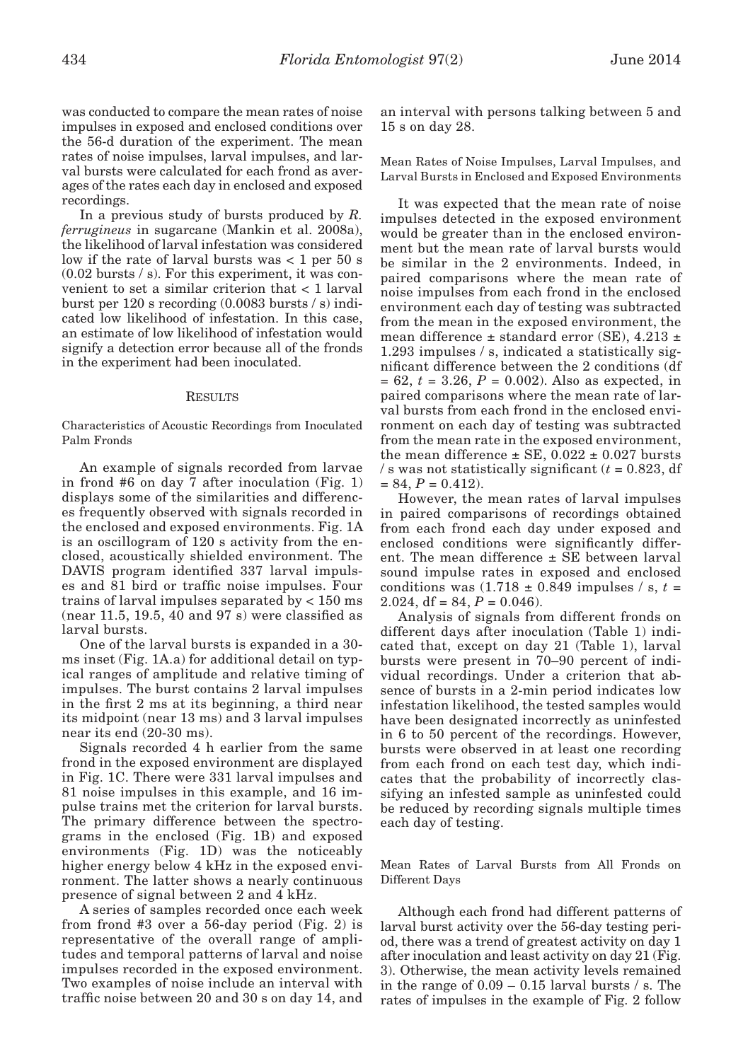was conducted to compare the mean rates of noise impulses in exposed and enclosed conditions over the 56-d duration of the experiment. The mean rates of noise impulses, larval impulses, and larval bursts were calculated for each frond as averages of the rates each day in enclosed and exposed recordings.

In a previous study of bursts produced by *R. ferrugineus* in sugarcane (Mankin et al. 2008a), the likelihood of larval infestation was considered low if the rate of larval bursts was < 1 per 50 s (0.02 bursts / s). For this experiment, it was convenient to set a similar criterion that < 1 larval burst per 120 s recording (0.0083 bursts / s) indicated low likelihood of infestation. In this case, an estimate of low likelihood of infestation would signify a detection error because all of the fronds in the experiment had been inoculated.

## Results

### Characteristics of Acoustic Recordings from Inoculated Palm Fronds

An example of signals recorded from larvae in frond #6 on day 7 after inoculation (Fig. 1) displays some of the similarities and differences frequently observed with signals recorded in the enclosed and exposed environments. Fig. 1A is an oscillogram of 120 s activity from the enclosed, acoustically shielded environment. The DAVIS program identified 337 larval impulses and 81 bird or traffic noise impulses. Four trains of larval impulses separated by < 150 ms (near 11.5, 19.5, 40 and 97 s) were classified as larval bursts.

One of the larval bursts is expanded in a 30-ms inset (Fig. 1A.a) for additional detail on typical ranges of amplitude and relative timing of impulses. The burst contains 2 larval impulses in the first 2 ms at its beginning, a third near its midpoint (near 13 ms) and 3 larval impulses near its end (20-30 ms).

Signals recorded 4 h earlier from the same frond in the exposed environment are displayed in Fig. 1C. There were 331 larval impulses and 81 noise impulses in this example, and 16 impulse trains met the criterion for larval bursts. The primary difference between the spectrograms in the enclosed (Fig. 1B) and exposed environments (Fig. 1D) was the noticeably higher energy below 4 kHz in the exposed environment. The latter shows a nearly continuous presence of signal between 2 and 4 kHz.

A series of samples recorded once each week from frond #3 over a 56-day period (Fig. 2) is representative of the overall range of amplitudes and temporal patterns of larval and noise impulses recorded in the exposed environment. Two examples of noise include an interval with traffic noise between 20 and 30 s on day 14, and an interval with persons talking between 5 and 15 s on day 28.

### Mean Rates of Noise Impulses, Larval Impulses, and Larval Bursts in Enclosed and Exposed Environments

It was expected that the mean rate of noise impulses detected in the exposed environment would be greater than in the enclosed environment but the mean rate of larval bursts would be similar in the 2 environments. Indeed, in paired comparisons where the mean rate of noise impulses from each frond in the enclosed environment each day of testing was subtracted from the mean in the exposed environment, the mean difference ± standard error (SE), 4.213 ± 1.293 impulses / s, indicated a statistically significant difference between the 2 conditions (df = 62, $t = 3.26$, $P = 0.002$). Also as expected, in paired comparisons where the mean rate of larval bursts from each frond in the enclosed environment on each day of testing was subtracted from the mean rate in the exposed environment, the mean difference ± SE, 0.022 ± 0.027 bursts / s was not statistically significant ($t = 0.823$, df = 84, $P = 0.412$).

However, the mean rates of larval impulses in paired comparisons of recordings obtained from each frond each day under exposed and enclosed conditions were significantly different. The mean difference ± SE between larval sound impulse rates in exposed and enclosed conditions was (1.718 ± 0.849 impulses / s, $t = 2.024$, df = 84, $P = 0.046$).

Analysis of signals from different fronds on different days after inoculation (Table 1) indicated that, except on day 21 (Table 1), larval bursts were present in 70–90 percent of individual recordings. Under a criterion that absence of bursts in a 2-min period indicates low infestation likelihood, the tested samples would have been designated incorrectly as uninfested in 6 to 50 percent of the recordings. However, bursts were observed in at least one recording from each frond on each test day, which indicates that the probability of incorrectly classifying an infested sample as uninfested could be reduced by recording signals multiple times each day of testing.

### Mean Rates of Larval Bursts from All Fronds on Different Days

Although each frond had different patterns of larval burst activity over the 56-day testing period, there was a trend of greatest activity on day 1 after inoculation and least activity on day 21 (Fig. 3). Otherwise, the mean activity levels remained in the range of 0.09 – 0.15 larval bursts / s. The rates of impulses in the example of Fig. 2 follow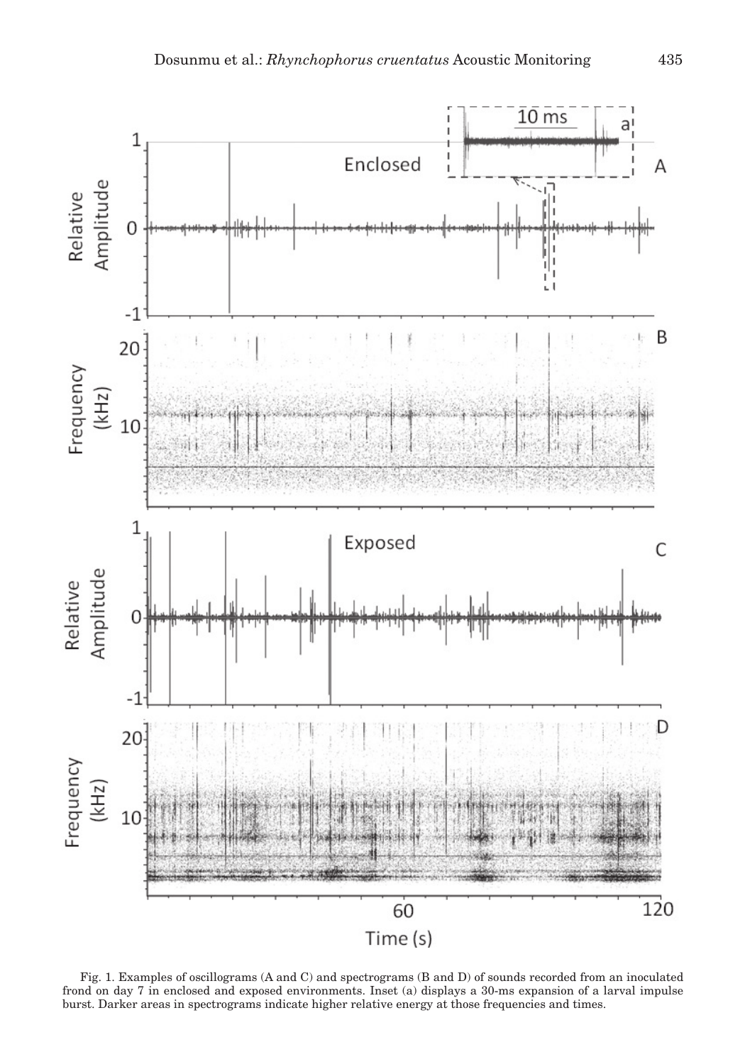Fig. 1. Examples of oscillograms (A and C) and spectrograms (B and D) of sounds recorded from an inoculated frond on day 7 in enclosed and exposed environments. Inset (a) displays a 30-ms expansion of a larval impulse burst. Darker areas in spectrograms indicate higher relative energy at those frequencies and times.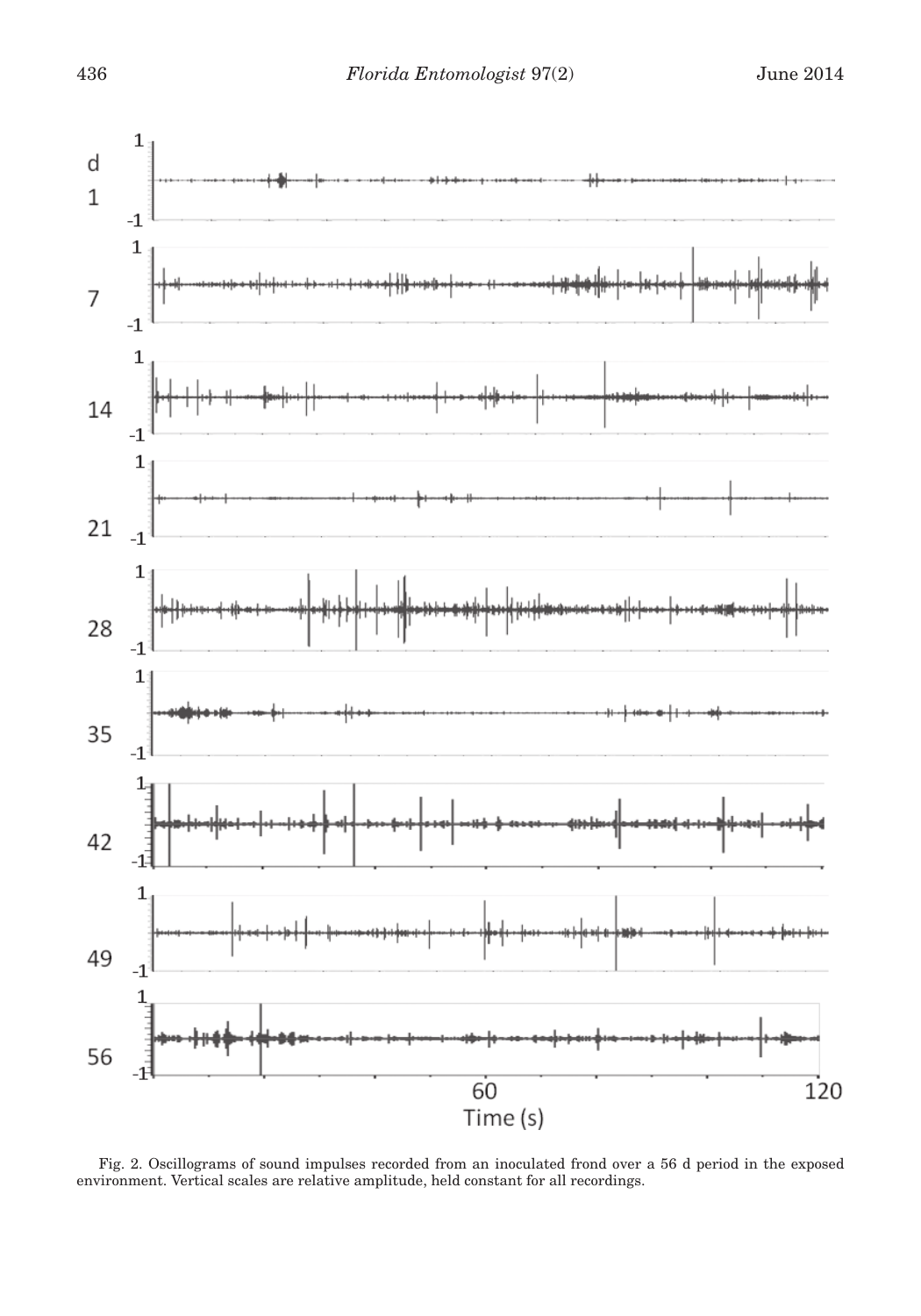Fig. 2. Oscillograms of sound impulses recorded from an inoculated frond over a 56 d period in the exposed environment. Vertical scales are relative amplitude, held constant for all recordings.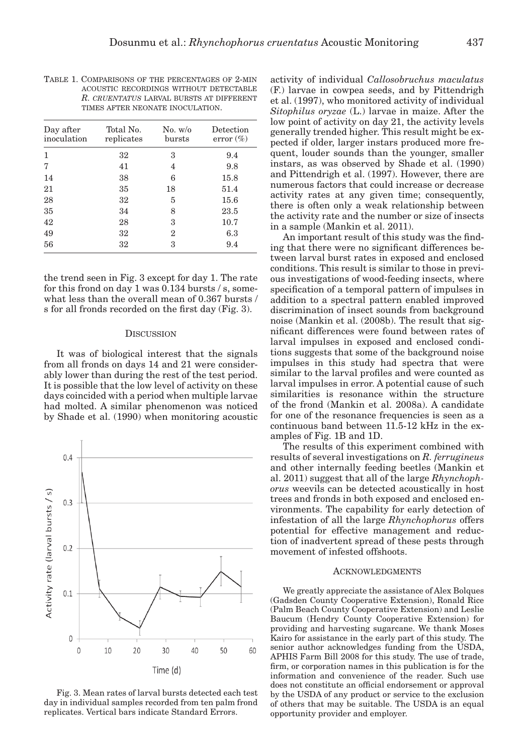TABLE 1. COMPARISONS OF THE PERCENTAGES OF 2-MIN ACOUSTIC RECORDINGS WITHOUT DETECTABLE *R. CRUENTATUS* LARVAL BURSTS AT DIFFERENT TIMES AFTER NEONATE INOCULATION.

| Day after inoculation | Total No. replicates | No. w/o bursts | Detection error (%) |
|---|---|---|---|
| 1 | 32 | 3 | 9.4 |
| 7 | 41 | 4 | 9.8 |
| 14 | 38 | 6 | 15.8 |
| 21 | 35 | 18 | 51.4 |
| 28 | 32 | 5 | 15.6 |
| 35 | 34 | 8 | 23.5 |
| 42 | 28 | 3 | 10.7 |
| 49 | 32 | 2 | 6.3 |
| 56 | 32 | 3 | 9.4 |

the trend seen in Fig. 3 except for day 1. The rate for this frond on day 1 was 0.134 bursts / s, somewhat less than the overall mean of 0.367 bursts / s for all fronds recorded on the first day (Fig. 3).

## DISCUSSION

It was of biological interest that the signals from all fronds on days 14 and 21 were considerably lower than during the rest of the test period. It is possible that the low level of activity on these days coincided with a period when multiple larvae had molted. A similar phenomenon was noticed by Shade et al. (1990) when monitoring acoustic activity of individual *Callosobruchus maculatus* (F.) larvae in cowpea seeds, and by Pittendrigh et al. (1997), who monitored activity of individual *Sitophilus oryzae* (L.) larvae in maize. After the low point of activity on day 21, the activity levels generally trended higher. This result might be expected if older, larger instars produced more frequent, louder sounds than the younger, smaller instars, as was observed by Shade et al. (1990) and Pittendrigh et al. (1997). However, there are numerous factors that could increase or decrease activity rates at any given time; consequently, there is often only a weak relationship between the activity rate and the number or size of insects in a sample (Mankin et al. 2011).

Fig. 3. Mean rates of larval bursts detected each test day in individual samples recorded from ten palm frond replicates. Vertical bars indicate Standard Errors.

An important result of this study was the finding that there were no significant differences between larval burst rates in exposed and enclosed conditions. This result is similar to those in previous investigations of wood-feeding insects, where specification of a temporal pattern of impulses in addition to a spectral pattern enabled improved discrimination of insect sounds from background noise (Mankin et al. (2008b). The result that significant differences were found between rates of larval impulses in exposed and enclosed conditions suggests that some of the background noise impulses in this study had spectra that were similar to the larval profiles and were counted as larval impulses in error. A potential cause of such similarities is resonance within the structure of the frond (Mankin et al. 2008a). A candidate for one of the resonance frequencies is seen as a continuous band between 11.5-12 kHz in the examples of Fig. 1B and 1D.

The results of this experiment combined with results of several investigations on *R. ferrugineus* and other internally feeding beetles (Mankin et al. 2011) suggest that all of the large *Rhynchophorus* weevils can be detected acoustically in host trees and fronds in both exposed and enclosed environments. The capability for early detection of infestation of all the large *Rhynchophorus* offers potential for effective management and reduction of inadvertent spread of these pests through movement of infested offshoots.

## ACKNOWLEDGMENTS

We greatly appreciate the assistance of Alex Bolques (Gadsden County Cooperative Extension), Ronald Rice (Palm Beach County Cooperative Extension) and Leslie Baucum (Hendry County Cooperative Extension) for providing and harvesting sugarcane. We thank Moses Kairo for assistance in the early part of this study. The senior author acknowledges funding from the USDA, APHIS Farm Bill 2008 for this study. The use of trade, firm, or corporation names in this publication is for the information and convenience of the reader. Such use does not constitute an official endorsement or approval by the USDA of any product or service to the exclusion of others that may be suitable. The USDA is an equal opportunity provider and employer.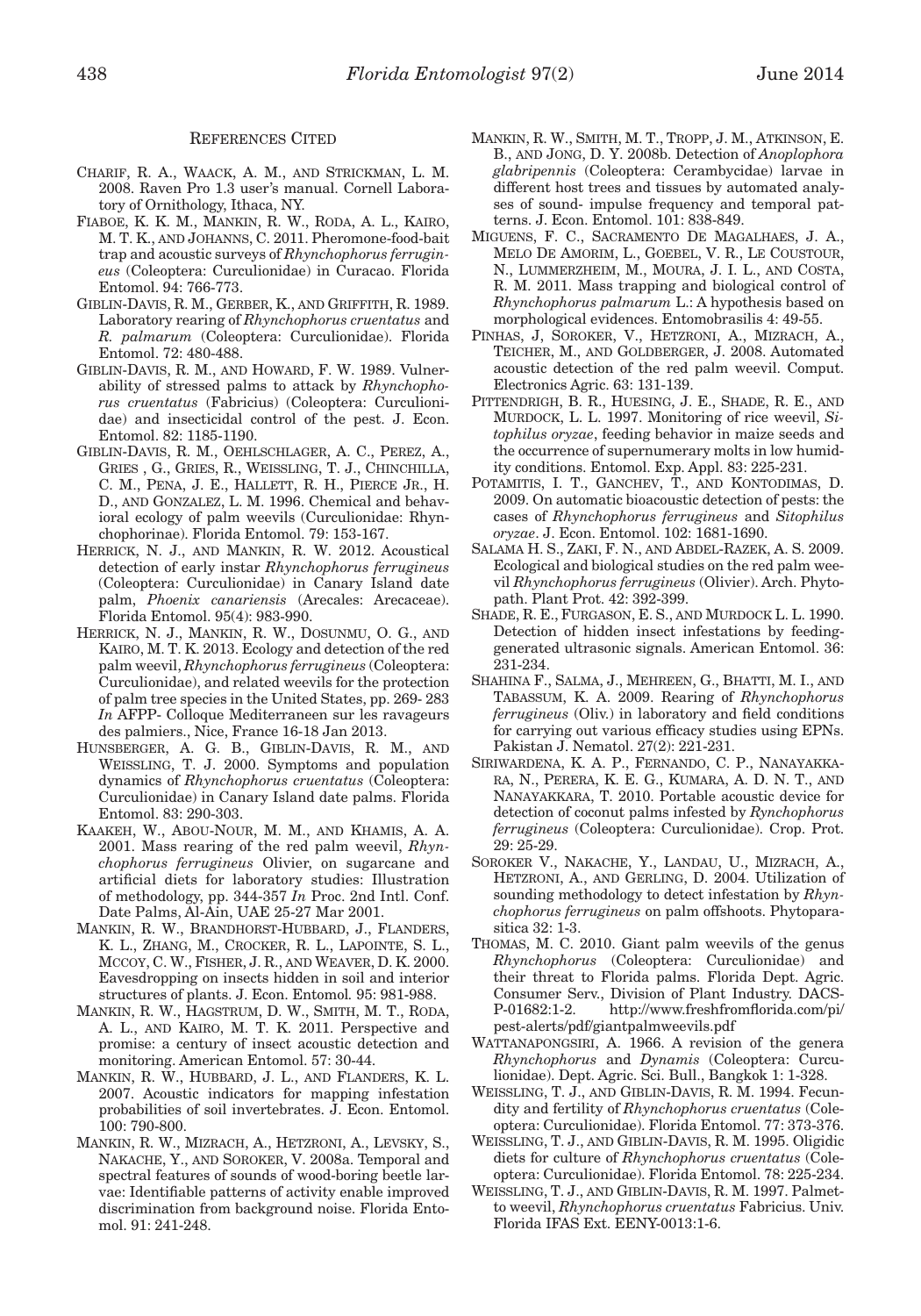## References Cited

CHARIF, R. A., WAACK, A. M., AND STRICKMAN, L. M. 2008. Raven Pro 1.3 user's manual. Cornell Laboratory of Ornithology, Ithaca, NY.

FIABOE, K. K. M., MANKIN, R. W., RODA, A. L., KAIRO, M. T. K., AND JOHANNS, C. 2011. Pheromone-food-bait trap and acoustic surveys of *Rhynchophorus ferrugineus* (Coleoptera: Curculionidae) in Curacao. Florida Entomol. 94: 766-773.

GIBLIN-DAVIS, R. M., GERBER, K., AND GRIFFITH, R. 1989. Laboratory rearing of *Rhynchophorus cruentatus* and *R. palmarum* (Coleoptera: Curculionidae). Florida Entomol. 72: 480-488.

GIBLIN-DAVIS, R. M., AND HOWARD, F. W. 1989. Vulnerability of stressed palms to attack by *Rhynchophorus cruentatus* (Fabricius) (Coleoptera: Curculionidae) and insecticidal control of the pest. J. Econ. Entomol. 82: 1185-1190.

GIBLIN-DAVIS, R. M., OEHLSCHLAGER, A. C., PEREZ, A., GRIES , G., GRIES, R., WEISSLING, T. J., CHINCHILLA, C. M., PENA, J. E., HALLETT, R. H., PIERCE JR., H. D., AND GONZALEZ, L. M. 1996. Chemical and behavioral ecology of palm weevils (Curculionidae: Rhynchophorinae). Florida Entomol. 79: 153-167.

HERRICK, N. J., AND MANKIN, R. W. 2012. Acoustical detection of early instar *Rhynchophorus ferrugineus* (Coleoptera: Curculionidae) in Canary Island date palm, *Phoenix canariensis* (Arecales: Arecaceae). Florida Entomol. 95(4): 983-990.

HERRICK, N. J., MANKIN, R. W., DOSUNMU, O. G., AND KAIRO, M. T. K. 2013. Ecology and detection of the red palm weevil, *Rhynchophorus ferrugineus* (Coleoptera: Curculionidae), and related weevils for the protection of palm tree species in the United States, pp. 269- 283 *In* AFPP- Colloque Mediterraneen sur les ravageurs des palmiers., Nice, France 16-18 Jan 2013.

HUNSBERGER, A. G. B., GIBLIN-DAVIS, R. M., AND WEISSLING, T. J. 2000. Symptoms and population dynamics of *Rhynchophorus cruentatus* (Coleoptera: Curculionidae) in Canary Island date palms. Florida Entomol. 83: 290-303.

KAAKEH, W., ABOU-NOUR, M. M., AND KHAMIS, A. A. 2001. Mass rearing of the red palm weevil, *Rhynchophorus ferrugineus* Olivier, on sugarcane and artificial diets for laboratory studies: Illustration of methodology, pp. 344-357 *In* Proc. 2nd Intl. Conf. Date Palms, Al-Ain, UAE 25-27 Mar 2001.

MANKIN, R. W., BRANDHORST-HUBBARD, J., FLANDERS, K. L., ZHANG, M., CROCKER, R. L., LAPOINTE, S. L., MCCOY, C. W., FISHER, J. R., AND WEAVER, D. K. 2000. Eavesdropping on insects hidden in soil and interior structures of plants. J. Econ. Entomol. 95: 981-988.

MANKIN, R. W., HAGSTRUM, D. W., SMITH, M. T., RODA, A. L., AND KAIRO, M. T. K. 2011. Perspective and promise: a century of insect acoustic detection and monitoring. American Entomol. 57: 30-44.

MANKIN, R. W., HUBBARD, J. L., AND FLANDERS, K. L. 2007. Acoustic indicators for mapping infestation probabilities of soil invertebrates. J. Econ. Entomol. 100: 790-800.

MANKIN, R. W., MIZRACH, A., HETZRONI, A., LEVSKY, S., NAKACHE, Y., AND SOROKER, V. 2008a. Temporal and spectral features of sounds of wood-boring beetle larvae: Identifiable patterns of activity enable improved discrimination from background noise. Florida Entomol. 91: 241-248.

MANKIN, R. W., SMITH, M. T., TROPP, J. M., ATKINSON, E. B., AND JONG, D. Y. 2008b. Detection of *Anoplophora glabripennis* (Coleoptera: Cerambycidae) larvae in different host trees and tissues by automated analyses of sound- impulse frequency and temporal patterns. J. Econ. Entomol. 101: 838-849.

MIGUENS, F. C., SACRAMENTO DE MAGALHAES, J. A., MELO DE AMORIM, L., GOEBEL, V. R., LE COUSTOUR, N., LUMMERZHEIM, M., MOURA, J. I. L., AND COSTA, R. M. 2011. Mass trapping and biological control of *Rhynchophorus palmarum* L.: A hypothesis based on morphological evidences. Entomobrasilis 4: 49-55.

PINHAS, J, SOROKER, V., HETZRONI, A., MIZRACH, A., TEICHER, M., AND GOLDBERGER, J. 2008. Automated acoustic detection of the red palm weevil. Comput. Electronics Agric. 63: 131-139.

PITTENDRIGH, B. R., HUESING, J. E., SHADE, R. E., AND MURDOCK, L. L. 1997. Monitoring of rice weevil, *Sitophilus oryzae*, feeding behavior in maize seeds and the occurrence of supernumerary molts in low humidity conditions. Entomol. Exp. Appl. 83: 225-231.

POTAMITIS, I. T., GANCHEV, T., AND KONTODIMAS, D. 2009. On automatic bioacoustic detection of pests: the cases of *Rhynchophorus ferrugineus* and *Sitophilus oryzae*. J. Econ. Entomol. 102: 1681-1690.

SALAMA H. S., ZAKI, F. N., AND ABDEL-RAZEK, A. S. 2009. Ecological and biological studies on the red palm weevil *Rhynchophorus ferrugineus* (Olivier). Arch. Phytopath. Plant Prot. 42: 392-399.

SHADE, R. E., FURGASON, E. S., AND MURDOCK L. L. 1990. Detection of hidden insect infestations by feeding-generated ultrasonic signals. American Entomol. 36: 231-234.

SHAHINA F., SALMA, J., MEHREEN, G., BHATTI, M. I., AND TABASSUM, K. A. 2009. Rearing of *Rhynchophorus ferrugineus* (Oliv.) in laboratory and field conditions for carrying out various efficacy studies using EPNs. Pakistan J. Nematol. 27(2): 221-231.

SIRIWARDENA, K. A. P., FERNANDO, C. P., NANAYAKKARA, N., PERERA, K. E. G., KUMARA, A. D. N. T., AND NANAYAKKARA, T. 2010. Portable acoustic device for detection of coconut palms infested by *Rynchophorus ferrugineus* (Coleoptera: Curculionidae). Crop. Prot. 29: 25-29.

SOROKER V., NAKACHE, Y., LANDAU, U., MIZRACH, A., HETZRONI, A., AND GERLING, D. 2004. Utilization of sounding methodology to detect infestation by *Rhynchophorus ferrugineus* on palm offshoots. Phytoparasitica 32: 1-3.

THOMAS, M. C. 2010. Giant palm weevils of the genus *Rhynchophorus* (Coleoptera: Curculionidae) and their threat to Florida palms. Florida Dept. Agric. Consumer Serv., Division of Plant Industry. DACS-P-01682:1-2. http://www.freshfromflorida.com/pi/pest-alerts/pdf/giantpalmweevils.pdf

WATTANAPONGSIRI, A. 1966. A revision of the genera *Rhynchophorus* and *Dynamis* (Coleoptera: Curculionidae). Dept. Agric. Sci. Bull., Bangkok 1: 1-328.

WEISSLING, T. J., AND GIBLIN-DAVIS, R. M. 1994. Fecundity and fertility of *Rhynchophorus cruentatus* (Coleoptera: Curculionidae). Florida Entomol. 77: 373-376.

WEISSLING, T. J., AND GIBLIN-DAVIS, R. M. 1995. Oligidic diets for culture of *Rhynchophorus cruentatus* (Coleoptera: Curculionidae). Florida Entomol. 78: 225-234.

WEISSLING, T. J., AND GIBLIN-DAVIS, R. M. 1997. Palmetto weevil, *Rhynchophorus cruentatus* Fabricius. Univ. Florida IFAS Ext. EENY-0013:1-6.